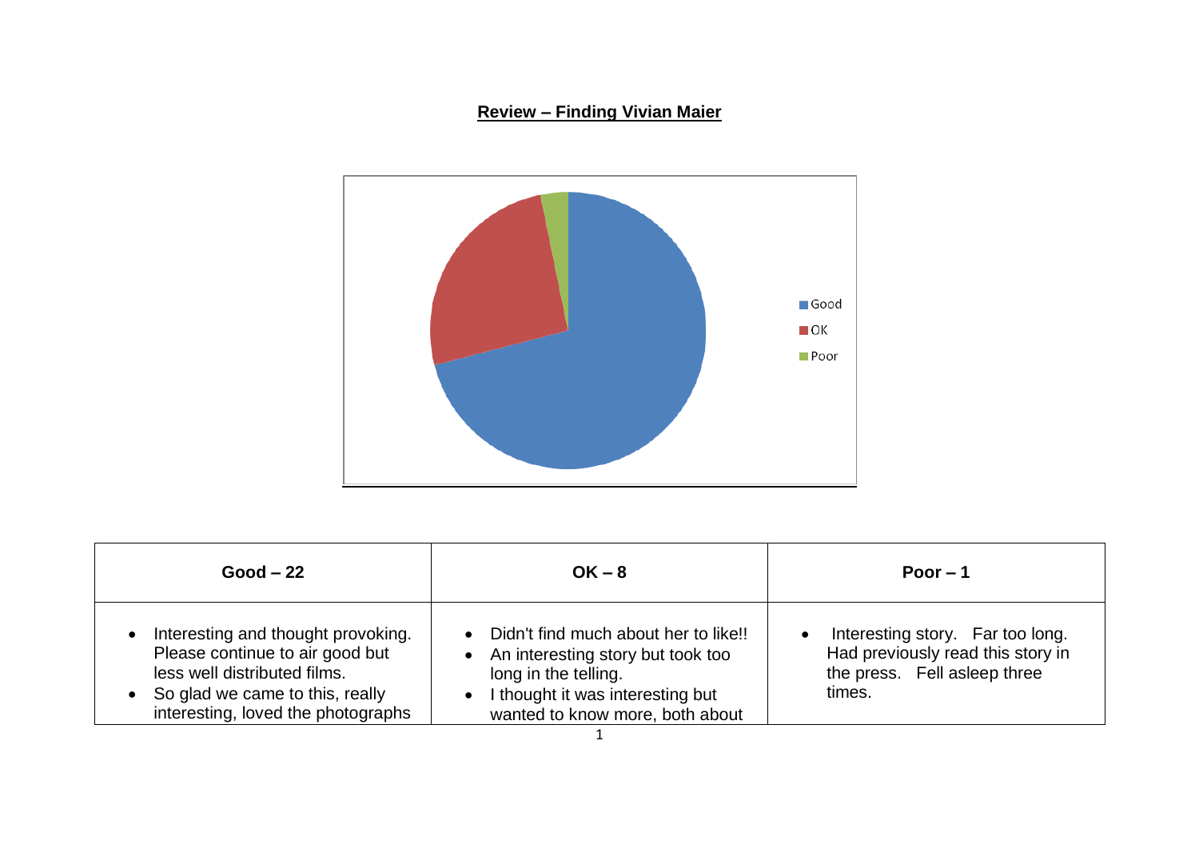**Review – Finding Vivian Maier**

| Good – 22 | OK – 8 | Poor – 1 |
|---|---|---|
| • Interesting and thought provoking. Please continue to air good but less well distributed films.<br>• So glad we came to this, really interesting, loved the photographs | • Didn't find much about her to like!!<br>• An interesting story but took too long in the telling.<br>• I thought it was interesting but wanted to know more, both about | • Interesting story. Far too long. Had previously read this story in the press. Fell asleep three times. |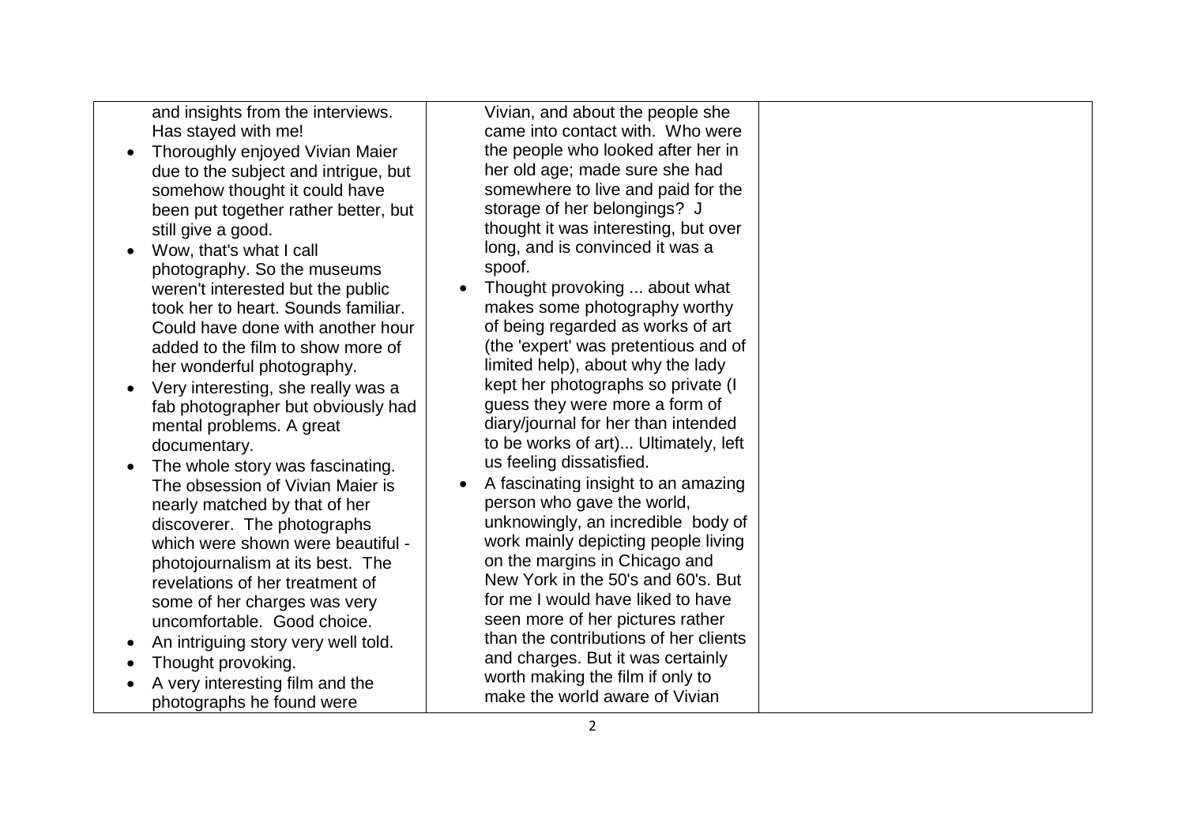| | | |
|---|---|---|
| and insights from the interviews. Has stayed with me!<br>• Thoroughly enjoyed Vivian Maier due to the subject and intrigue, but somehow thought it could have been put together rather better, but still give a good.<br>• Wow, that's what I call photography. So the museums weren't interested but the public took her to heart. Sounds familiar. Could have done with another hour added to the film to show more of her wonderful photography.<br>• Very interesting, she really was a fab photographer but obviously had mental problems. A great documentary.<br>• The whole story was fascinating. The obsession of Vivian Maier is nearly matched by that of her discoverer. The photographs which were shown were beautiful - photojournalism at its best. The revelations of her treatment of some of her charges was very uncomfortable. Good choice.<br>• An intriguing story very well told.<br>• Thought provoking.<br>• A very interesting film and the photographs he found were | Vivian, and about the people she came into contact with. Who were the people who looked after her in her old age; made sure she had somewhere to live and paid for the storage of her belongings? J thought it was interesting, but over long, and is convinced it was a spoof.<br>• Thought provoking ... about what makes some photography worthy of being regarded as works of art (the 'expert' was pretentious and of limited help), about why the lady kept her photographs so private (I guess they were more a form of diary/journal for her than intended to be works of art)... Ultimately, left us feeling dissatisfied.<br>• A fascinating insight to an amazing person who gave the world, unknowingly, an incredible body of work mainly depicting people living on the margins in Chicago and New York in the 50's and 60's. But for me I would have liked to have seen more of her pictures rather than the contributions of her clients and charges. But it was certainly worth making the film if only to make the world aware of Vivian | |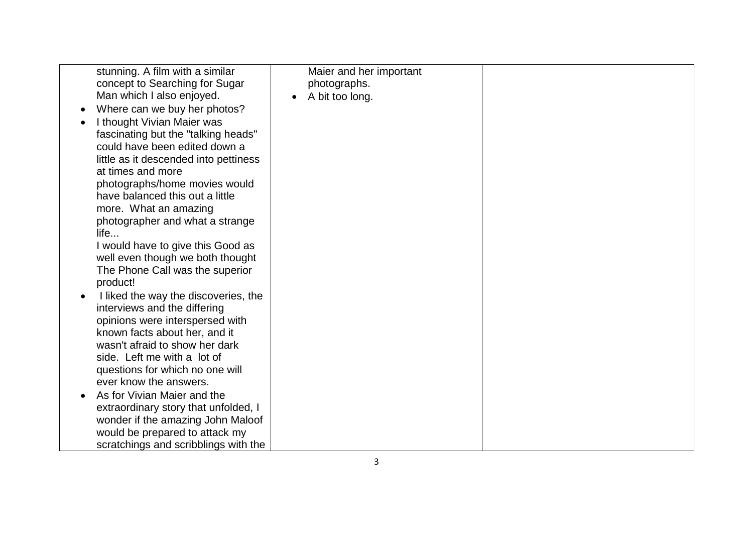| | | |
|---|---|---|
| stunning. A film with a similar concept to Searching for Sugar Man which I also enjoyed.<br>• Where can we buy her photos?<br>• I thought Vivian Maier was fascinating but the "talking heads" could have been edited down a little as it descended into pettiness at times and more photographs/home movies would have balanced this out a little more. What an amazing photographer and what a strange life...<br>I would have to give this Good as well even though we both thought The Phone Call was the superior product!<br>• I liked the way the discoveries, the interviews and the differing opinions were interspersed with known facts about her, and it wasn't afraid to show her dark side. Left me with a lot of questions for which no one will ever know the answers.<br>• As for Vivian Maier and the extraordinary story that unfolded, I wonder if the amazing John Maloof would be prepared to attack my scratchings and scribblings with the | Maier and her important photographs.<br>• A bit too long. | |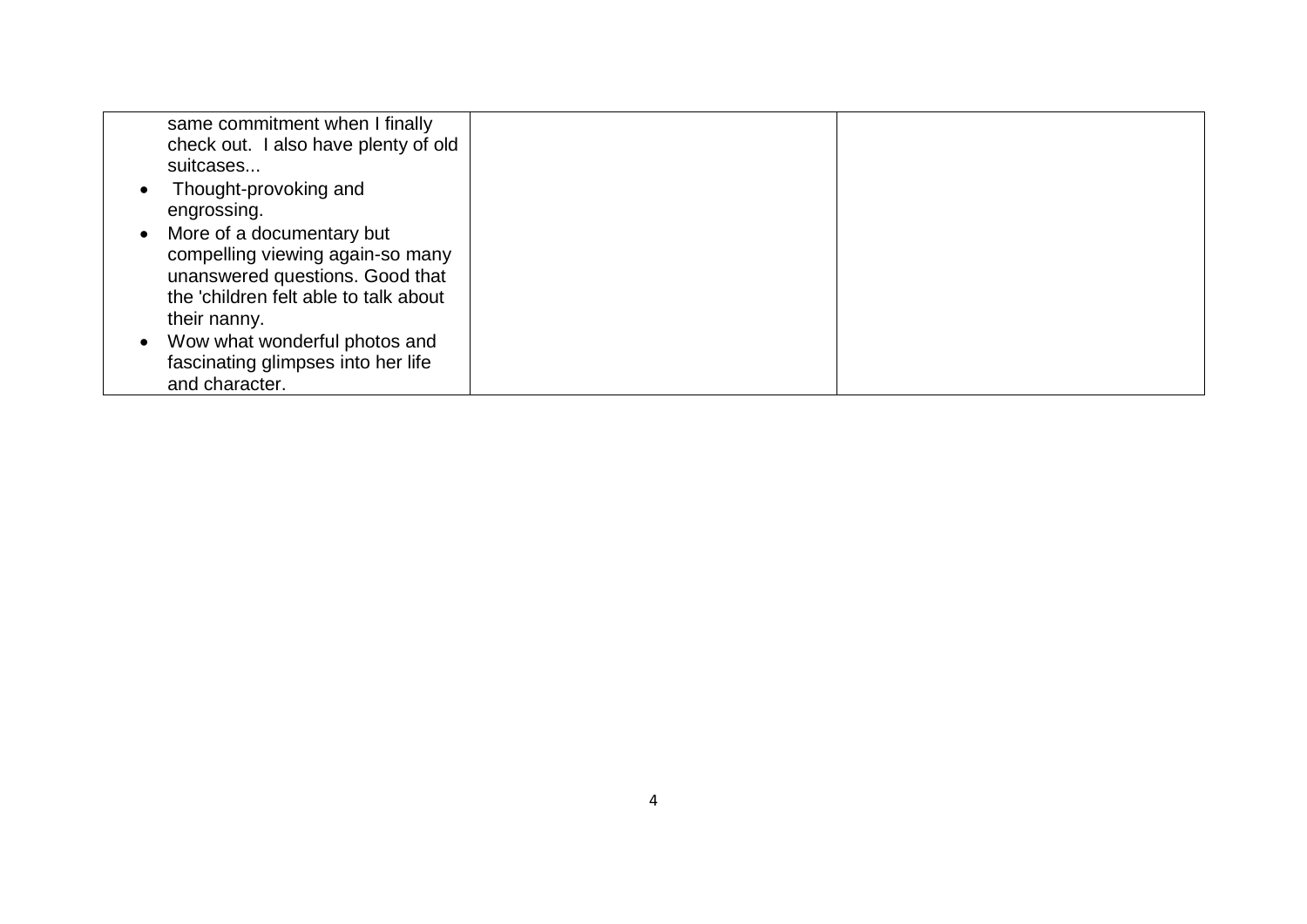| | | |
|---|---|---|
| same commitment when I finally check out. I also have plenty of old suitcases...<br>• Thought-provoking and engrossing.<br>• More of a documentary but compelling viewing again-so many unanswered questions. Good that the 'children felt able to talk about their nanny.<br>• Wow what wonderful photos and fascinating glimpses into her life and character. | | |